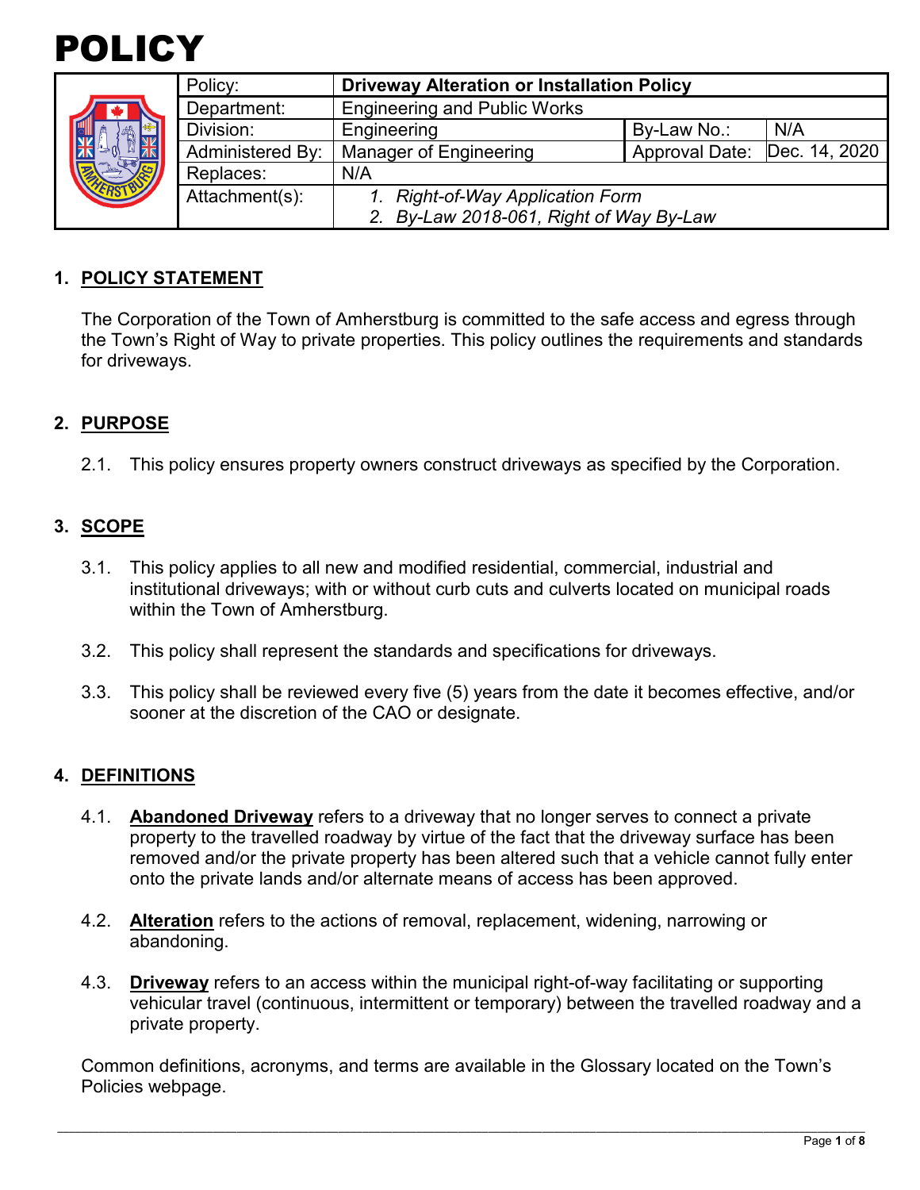# POLICY

| | | | |
|---|---|---|---|
| Policy: | **Driveway Alteration or Installation Policy** | | |
| Department: | Engineering and Public Works | | |
| Division: | Engineering | By-Law No.: | N/A |
| Administered By: | Manager of Engineering | Approval Date: | Dec. 14, 2020 |
| Replaces: | N/A | | |
| Attachment(s): | 1. *Right-of-Way Application Form*<br>2. *By-Law 2018-061, Right of Way By-Law* | | |

## 1. POLICY STATEMENT

The Corporation of the Town of Amherstburg is committed to the safe access and egress through the Town's Right of Way to private properties. This policy outlines the requirements and standards for driveways.

## 2. PURPOSE

2.1. This policy ensures property owners construct driveways as specified by the Corporation.

## 3. SCOPE

3.1. This policy applies to all new and modified residential, commercial, industrial and institutional driveways; with or without curb cuts and culverts located on municipal roads within the Town of Amherstburg.

3.2. This policy shall represent the standards and specifications for driveways.

3.3. This policy shall be reviewed every five (5) years from the date it becomes effective, and/or sooner at the discretion of the CAO or designate.

## 4. DEFINITIONS

4.1. **Abandoned Driveway** refers to a driveway that no longer serves to connect a private property to the travelled roadway by virtue of the fact that the driveway surface has been removed and/or the private property has been altered such that a vehicle cannot fully enter onto the private lands and/or alternate means of access has been approved.

4.2. **Alteration** refers to the actions of removal, replacement, widening, narrowing or abandoning.

4.3. **Driveway** refers to an access within the municipal right-of-way facilitating or supporting vehicular travel (continuous, intermittent or temporary) between the travelled roadway and a private property.

Common definitions, acronyms, and terms are available in the Glossary located on the Town's Policies webpage.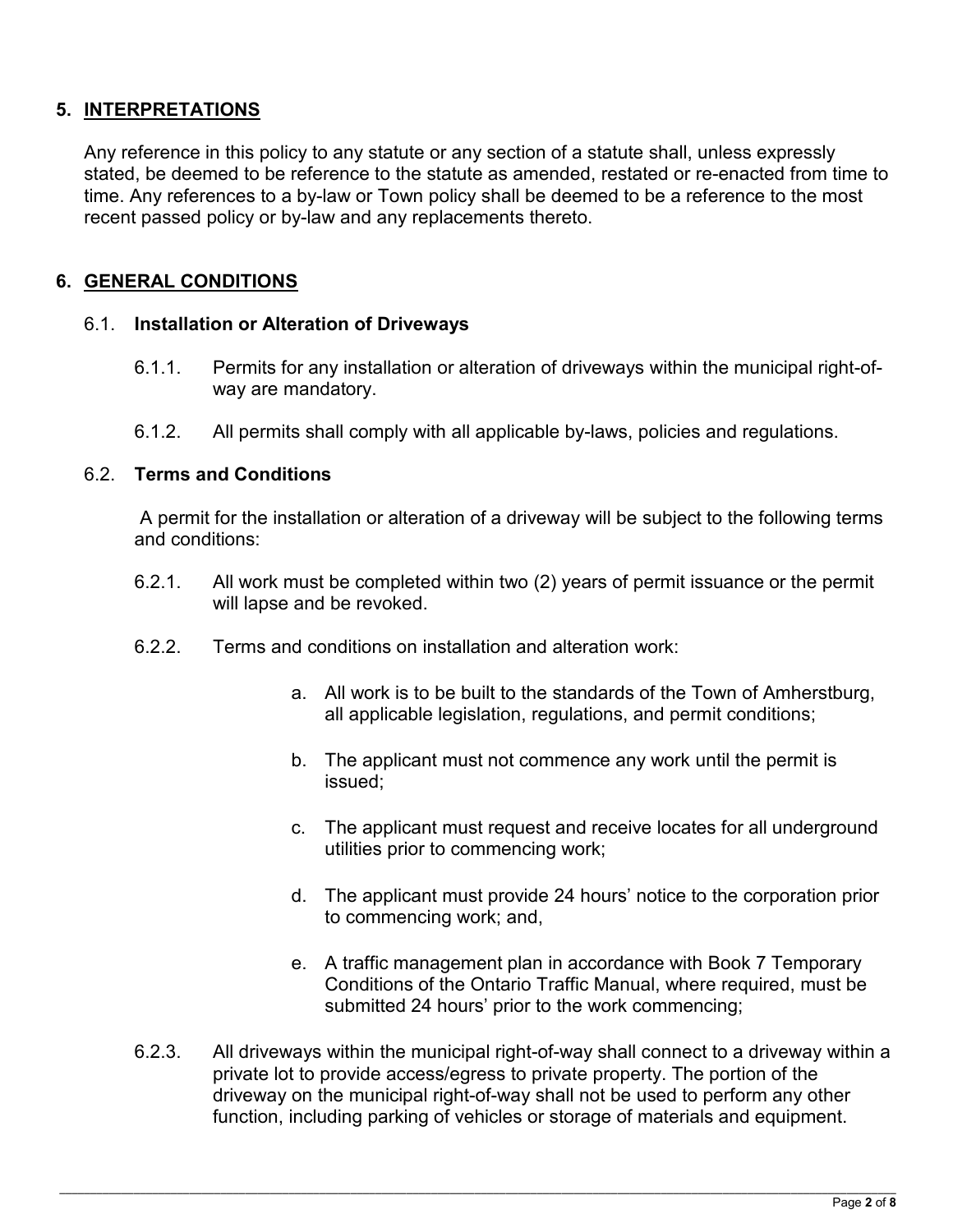## 5. INTERPRETATIONS

Any reference in this policy to any statute or any section of a statute shall, unless expressly stated, be deemed to be reference to the statute as amended, restated or re-enacted from time to time. Any references to a by-law or Town policy shall be deemed to be a reference to the most recent passed policy or by-law and any replacements thereto.

## 6. GENERAL CONDITIONS

### 6.1. Installation or Alteration of Driveways

6.1.1. Permits for any installation or alteration of driveways within the municipal right-of-way are mandatory.

6.1.2. All permits shall comply with all applicable by-laws, policies and regulations.

### 6.2. Terms and Conditions

A permit for the installation or alteration of a driveway will be subject to the following terms and conditions:

6.2.1. All work must be completed within two (2) years of permit issuance or the permit will lapse and be revoked.

6.2.2. Terms and conditions on installation and alteration work:

a. All work is to be built to the standards of the Town of Amherstburg, all applicable legislation, regulations, and permit conditions;

b. The applicant must not commence any work until the permit is issued;

c. The applicant must request and receive locates for all underground utilities prior to commencing work;

d. The applicant must provide 24 hours' notice to the corporation prior to commencing work; and,

e. A traffic management plan in accordance with Book 7 Temporary Conditions of the Ontario Traffic Manual, where required, must be submitted 24 hours' prior to the work commencing;

6.2.3. All driveways within the municipal right-of-way shall connect to a driveway within a private lot to provide access/egress to private property. The portion of the driveway on the municipal right-of-way shall not be used to perform any other function, including parking of vehicles or storage of materials and equipment.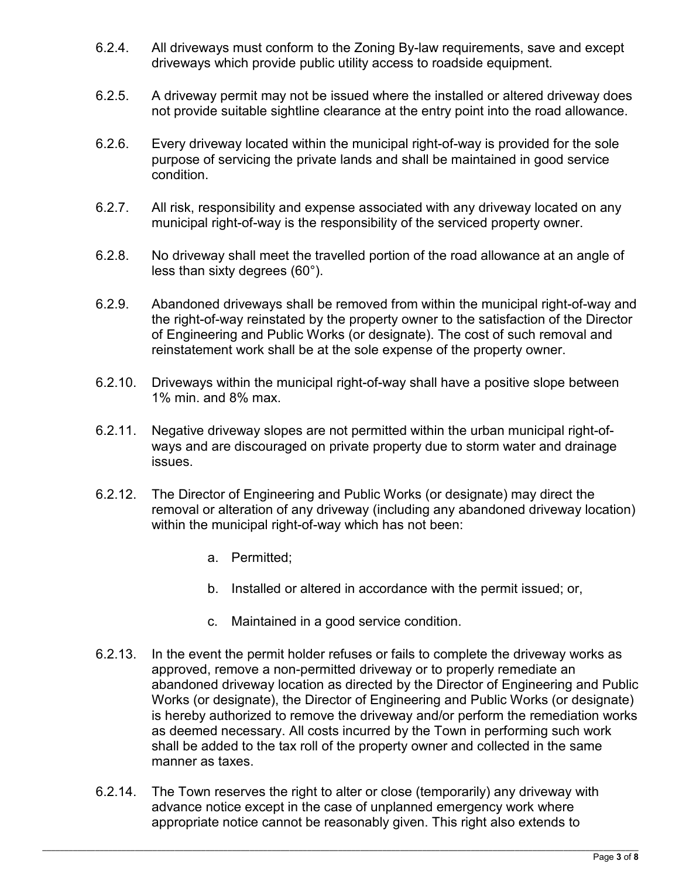6.2.4. All driveways must conform to the Zoning By-law requirements, save and except driveways which provide public utility access to roadside equipment.

6.2.5. A driveway permit may not be issued where the installed or altered driveway does not provide suitable sightline clearance at the entry point into the road allowance.

6.2.6. Every driveway located within the municipal right-of-way is provided for the sole purpose of servicing the private lands and shall be maintained in good service condition.

6.2.7. All risk, responsibility and expense associated with any driveway located on any municipal right-of-way is the responsibility of the serviced property owner.

6.2.8. No driveway shall meet the travelled portion of the road allowance at an angle of less than sixty degrees (60°).

6.2.9. Abandoned driveways shall be removed from within the municipal right-of-way and the right-of-way reinstated by the property owner to the satisfaction of the Director of Engineering and Public Works (or designate). The cost of such removal and reinstatement work shall be at the sole expense of the property owner.

6.2.10. Driveways within the municipal right-of-way shall have a positive slope between 1% min. and 8% max.

6.2.11. Negative driveway slopes are not permitted within the urban municipal right-of-ways and are discouraged on private property due to storm water and drainage issues.

6.2.12. The Director of Engineering and Public Works (or designate) may direct the removal or alteration of any driveway (including any abandoned driveway location) within the municipal right-of-way which has not been:

a. Permitted;

b. Installed or altered in accordance with the permit issued; or,

c. Maintained in a good service condition.

6.2.13. In the event the permit holder refuses or fails to complete the driveway works as approved, remove a non-permitted driveway or to properly remediate an abandoned driveway location as directed by the Director of Engineering and Public Works (or designate), the Director of Engineering and Public Works (or designate) is hereby authorized to remove the driveway and/or perform the remediation works as deemed necessary. All costs incurred by the Town in performing such work shall be added to the tax roll of the property owner and collected in the same manner as taxes.

6.2.14. The Town reserves the right to alter or close (temporarily) any driveway with advance notice except in the case of unplanned emergency work where appropriate notice cannot be reasonably given. This right also extends to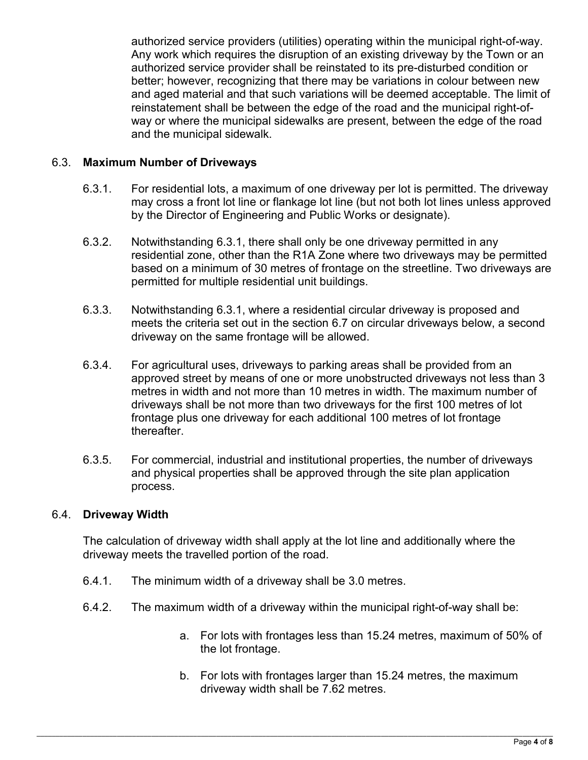authorized service providers (utilities) operating within the municipal right-of-way. Any work which requires the disruption of an existing driveway by the Town or an authorized service provider shall be reinstated to its pre-disturbed condition or better; however, recognizing that there may be variations in colour between new and aged material and that such variations will be deemed acceptable. The limit of reinstatement shall be between the edge of the road and the municipal right-of-way or where the municipal sidewalks are present, between the edge of the road and the municipal sidewalk.

## 6.3. **Maximum Number of Driveways**

6.3.1. For residential lots, a maximum of one driveway per lot is permitted. The driveway may cross a front lot line or flankage lot line (but not both lot lines unless approved by the Director of Engineering and Public Works or designate).

6.3.2. Notwithstanding 6.3.1, there shall only be one driveway permitted in any residential zone, other than the R1A Zone where two driveways may be permitted based on a minimum of 30 metres of frontage on the streetline. Two driveways are permitted for multiple residential unit buildings.

6.3.3. Notwithstanding 6.3.1, where a residential circular driveway is proposed and meets the criteria set out in the section 6.7 on circular driveways below, a second driveway on the same frontage will be allowed.

6.3.4. For agricultural uses, driveways to parking areas shall be provided from an approved street by means of one or more unobstructed driveways not less than 3 metres in width and not more than 10 metres in width. The maximum number of driveways shall be not more than two driveways for the first 100 metres of lot frontage plus one driveway for each additional 100 metres of lot frontage thereafter.

6.3.5. For commercial, industrial and institutional properties, the number of driveways and physical properties shall be approved through the site plan application process.

## 6.4. **Driveway Width**

The calculation of driveway width shall apply at the lot line and additionally where the driveway meets the travelled portion of the road.

6.4.1. The minimum width of a driveway shall be 3.0 metres.

6.4.2. The maximum width of a driveway within the municipal right-of-way shall be:

a. For lots with frontages less than 15.24 metres, maximum of 50% of the lot frontage.

b. For lots with frontages larger than 15.24 metres, the maximum driveway width shall be 7.62 metres.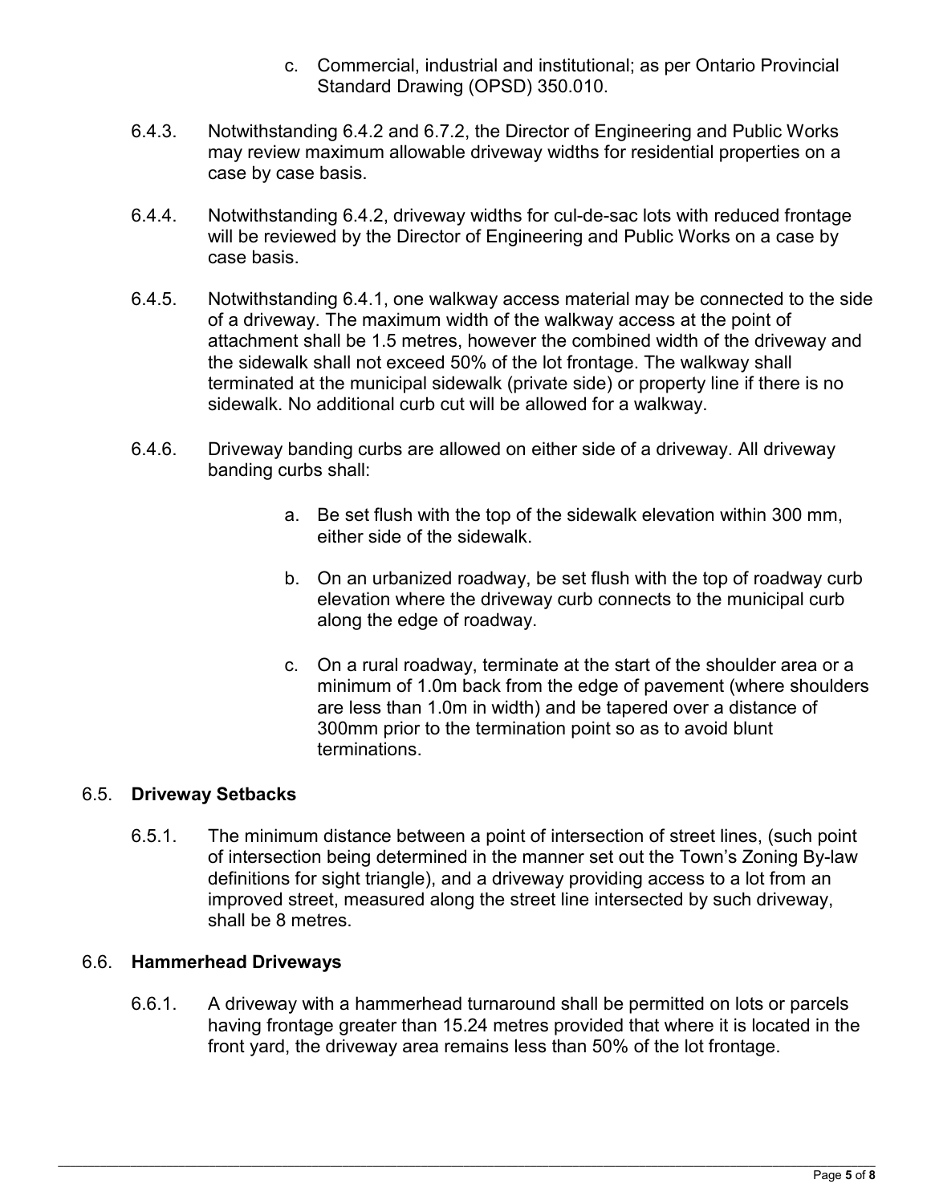c. Commercial, industrial and institutional; as per Ontario Provincial Standard Drawing (OPSD) 350.010.

6.4.3. Notwithstanding 6.4.2 and 6.7.2, the Director of Engineering and Public Works may review maximum allowable driveway widths for residential properties on a case by case basis.

6.4.4. Notwithstanding 6.4.2, driveway widths for cul-de-sac lots with reduced frontage will be reviewed by the Director of Engineering and Public Works on a case by case basis.

6.4.5. Notwithstanding 6.4.1, one walkway access material may be connected to the side of a driveway. The maximum width of the walkway access at the point of attachment shall be 1.5 metres, however the combined width of the driveway and the sidewalk shall not exceed 50% of the lot frontage. The walkway shall terminated at the municipal sidewalk (private side) or property line if there is no sidewalk. No additional curb cut will be allowed for a walkway.

6.4.6. Driveway banding curbs are allowed on either side of a driveway. All driveway banding curbs shall:

a. Be set flush with the top of the sidewalk elevation within 300 mm, either side of the sidewalk.

b. On an urbanized roadway, be set flush with the top of roadway curb elevation where the driveway curb connects to the municipal curb along the edge of roadway.

c. On a rural roadway, terminate at the start of the shoulder area or a minimum of 1.0m back from the edge of pavement (where shoulders are less than 1.0m in width) and be tapered over a distance of 300mm prior to the termination point so as to avoid blunt terminations.

## 6.5. **Driveway Setbacks**

6.5.1. The minimum distance between a point of intersection of street lines, (such point of intersection being determined in the manner set out the Town's Zoning By-law definitions for sight triangle), and a driveway providing access to a lot from an improved street, measured along the street line intersected by such driveway, shall be 8 metres.

## 6.6. **Hammerhead Driveways**

6.6.1. A driveway with a hammerhead turnaround shall be permitted on lots or parcels having frontage greater than 15.24 metres provided that where it is located in the front yard, the driveway area remains less than 50% of the lot frontage.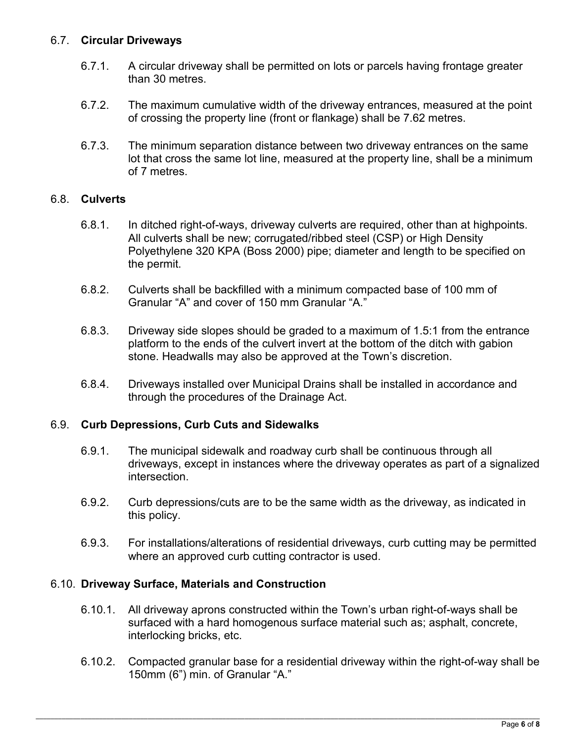### 6.7. **Circular Driveways**

6.7.1. A circular driveway shall be permitted on lots or parcels having frontage greater than 30 metres.

6.7.2. The maximum cumulative width of the driveway entrances, measured at the point of crossing the property line (front or flankage) shall be 7.62 metres.

6.7.3. The minimum separation distance between two driveway entrances on the same lot that cross the same lot line, measured at the property line, shall be a minimum of 7 metres.

### 6.8. **Culverts**

6.8.1. In ditched right-of-ways, driveway culverts are required, other than at highpoints. All culverts shall be new; corrugated/ribbed steel (CSP) or High Density Polyethylene 320 KPA (Boss 2000) pipe; diameter and length to be specified on the permit.

6.8.2. Culverts shall be backfilled with a minimum compacted base of 100 mm of Granular "A" and cover of 150 mm Granular "A."

6.8.3. Driveway side slopes should be graded to a maximum of 1.5:1 from the entrance platform to the ends of the culvert invert at the bottom of the ditch with gabion stone. Headwalls may also be approved at the Town's discretion.

6.8.4. Driveways installed over Municipal Drains shall be installed in accordance and through the procedures of the Drainage Act.

### 6.9. **Curb Depressions, Curb Cuts and Sidewalks**

6.9.1. The municipal sidewalk and roadway curb shall be continuous through all driveways, except in instances where the driveway operates as part of a signalized intersection.

6.9.2. Curb depressions/cuts are to be the same width as the driveway, as indicated in this policy.

6.9.3. For installations/alterations of residential driveways, curb cutting may be permitted where an approved curb cutting contractor is used.

### 6.10. **Driveway Surface, Materials and Construction**

6.10.1. All driveway aprons constructed within the Town's urban right-of-ways shall be surfaced with a hard homogenous surface material such as; asphalt, concrete, interlocking bricks, etc.

6.10.2. Compacted granular base for a residential driveway within the right-of-way shall be 150mm (6") min. of Granular "A."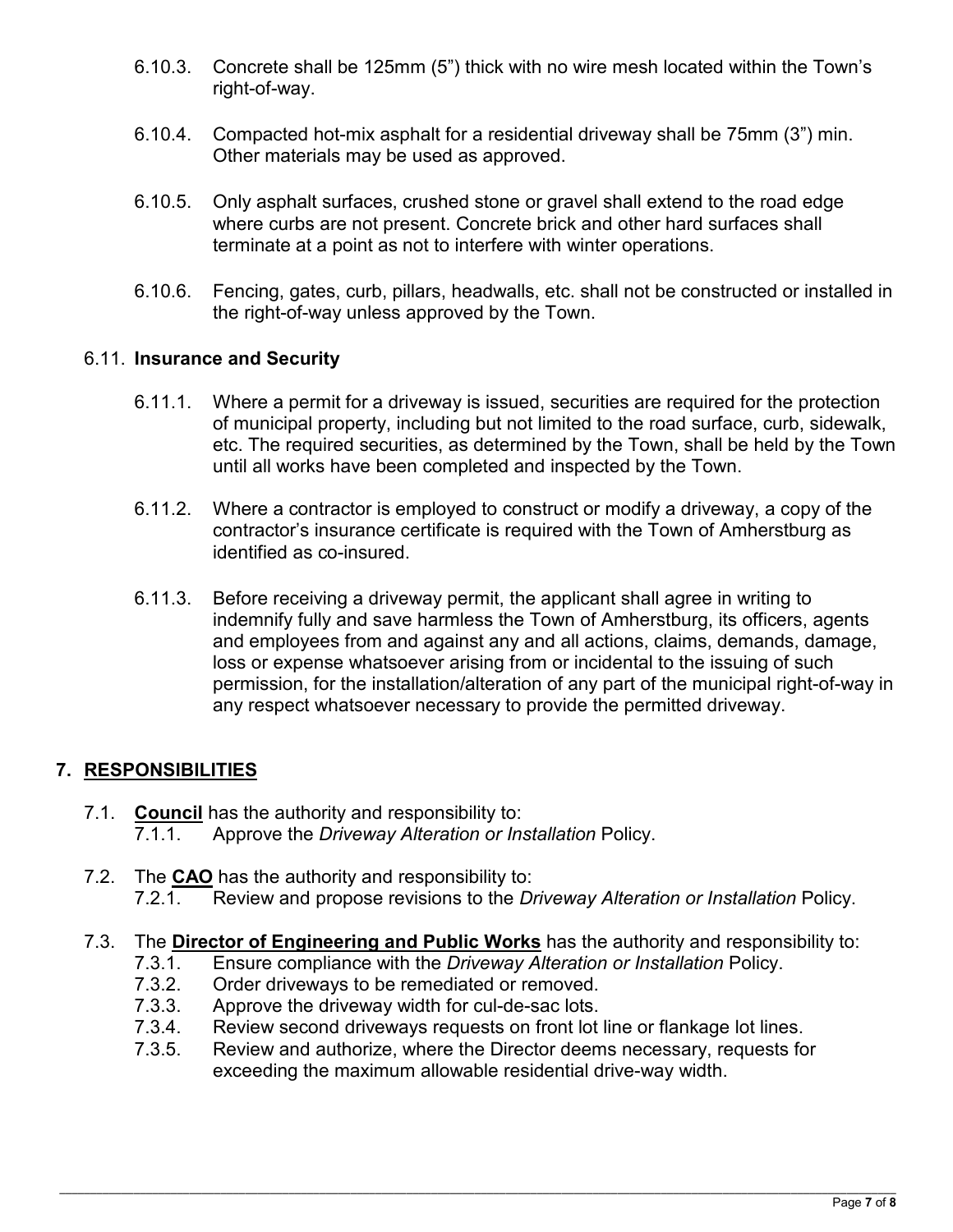6.10.3. Concrete shall be 125mm (5”) thick with no wire mesh located within the Town’s right-of-way.

6.10.4. Compacted hot-mix asphalt for a residential driveway shall be 75mm (3”) min. Other materials may be used as approved.

6.10.5. Only asphalt surfaces, crushed stone or gravel shall extend to the road edge where curbs are not present. Concrete brick and other hard surfaces shall terminate at a point as not to interfere with winter operations.

6.10.6. Fencing, gates, curb, pillars, headwalls, etc. shall not be constructed or installed in the right-of-way unless approved by the Town.

6.11. **Insurance and Security**

6.11.1. Where a permit for a driveway is issued, securities are required for the protection of municipal property, including but not limited to the road surface, curb, sidewalk, etc. The required securities, as determined by the Town, shall be held by the Town until all works have been completed and inspected by the Town.

6.11.2. Where a contractor is employed to construct or modify a driveway, a copy of the contractor’s insurance certificate is required with the Town of Amherstburg as identified as co-insured.

6.11.3. Before receiving a driveway permit, the applicant shall agree in writing to indemnify fully and save harmless the Town of Amherstburg, its officers, agents and employees from and against any and all actions, claims, demands, damage, loss or expense whatsoever arising from or incidental to the issuing of such permission, for the installation/alteration of any part of the municipal right-of-way in any respect whatsoever necessary to provide the permitted driveway.

## 7. RESPONSIBILITIES

7.1. **Council** has the authority and responsibility to:

7.1.1. Approve the *Driveway Alteration or Installation* Policy.

7.2. The **CAO** has the authority and responsibility to:

7.2.1. Review and propose revisions to the *Driveway Alteration or Installation* Policy.

7.3. The **Director of Engineering and Public Works** has the authority and responsibility to:

7.3.1. Ensure compliance with the *Driveway Alteration or Installation* Policy.

7.3.2. Order driveways to be remediated or removed.

7.3.3. Approve the driveway width for cul-de-sac lots.

7.3.4. Review second driveways requests on front lot line or flankage lot lines.

7.3.5. Review and authorize, where the Director deems necessary, requests for exceeding the maximum allowable residential drive-way width.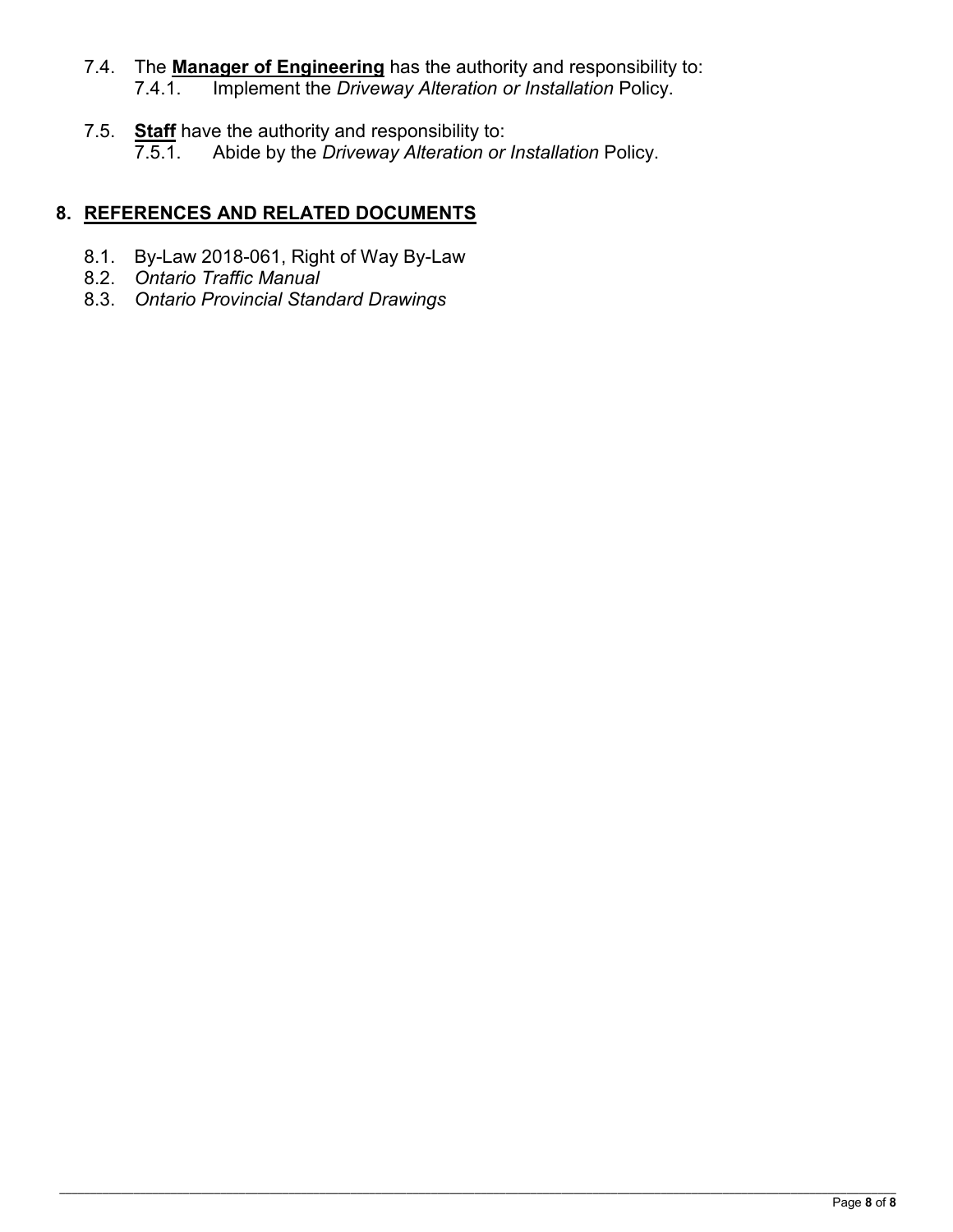7.4. The **<u>Manager of Engineering</u>** has the authority and responsibility to:

   7.4.1. Implement the *Driveway Alteration or Installation* Policy.

7.5. **<u>Staff</u>** have the authority and responsibility to:

   7.5.1. Abide by the *Driveway Alteration or Installation* Policy.

## 8. REFERENCES AND RELATED DOCUMENTS

8.1. By-Law 2018-061, Right of Way By-Law

8.2. *Ontario Traffic Manual*

8.3. *Ontario Provincial Standard Drawings*